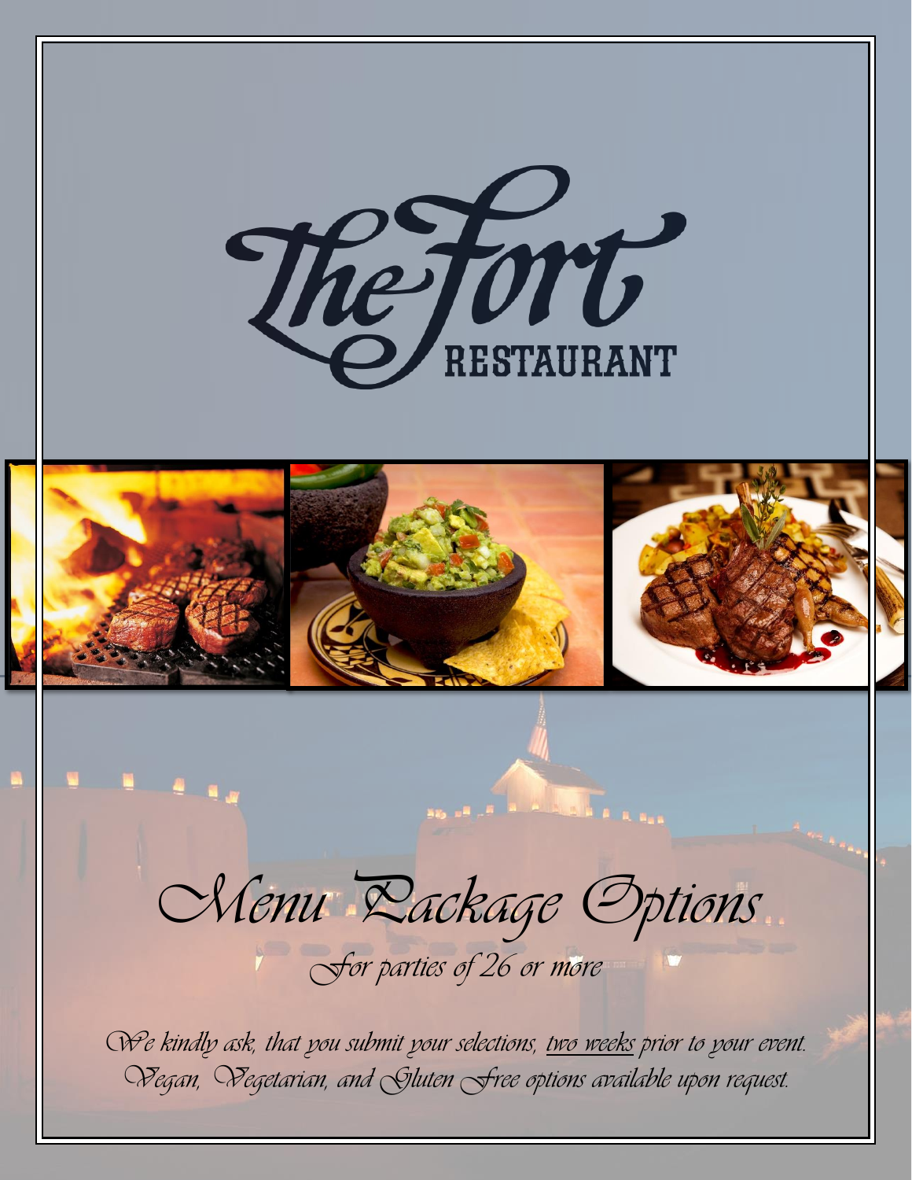# The Fort RESTAURANT

## *Menu Package Options*

*For parties of 26 or more*

*We kindly ask, that you submit your selections, two weeks prior to your event.*
*Vegan, Vegetarian, and Gluten Free options available upon request.*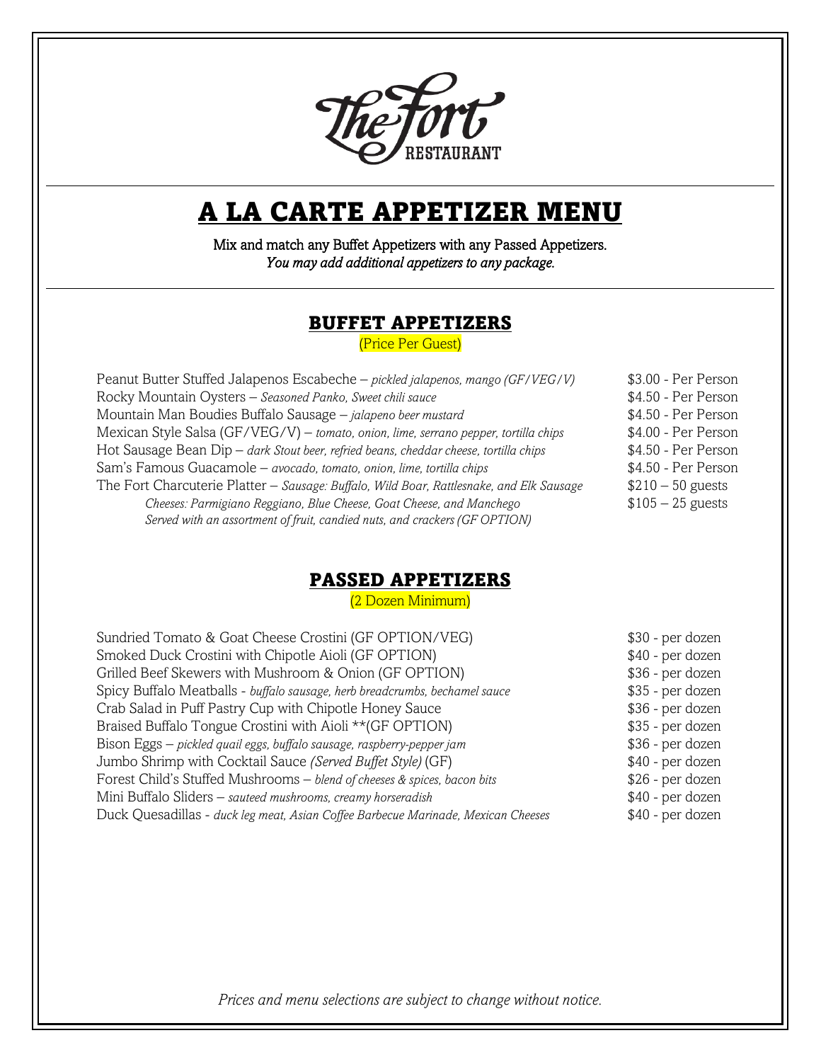The Fort RESTAURANT

# A LA CARTE APPETIZER MENU

Mix and match any Buffet Appetizers with any Passed Appetizers.
*You may add additional appetizers to any package.*

## BUFFET APPETIZERS

(Price Per Guest)

| Item | Price |
|---|---|
| Peanut Butter Stuffed Jalapenos Escabeche – *pickled jalapenos, mango (GF/VEG/V)* | $3.00 - Per Person |
| Rocky Mountain Oysters – *Seasoned Panko, Sweet chili sauce* | $4.50 - Per Person |
| Mountain Man Boudies Buffalo Sausage – *jalapeno beer mustard* | $4.50 - Per Person |
| Mexican Style Salsa (GF/VEG/V) – *tomato, onion, lime, serrano pepper, tortilla chips* | $4.00 - Per Person |
| Hot Sausage Bean Dip – *dark Stout beer, refried beans, cheddar cheese, tortilla chips* | $4.50 - Per Person |
| Sam's Famous Guacamole – *avocado, tomato, onion, lime, tortilla chips* | $4.50 - Per Person |
| The Fort Charcuterie Platter – *Sausage: Buffalo, Wild Boar, Rattlesnake, and Elk Sausage* | $210 – 50 guests |
| *Cheeses: Parmigiano Reggiano, Blue Cheese, Goat Cheese, and Manchego* | $105 – 25 guests |
| *Served with an assortment of fruit, candied nuts, and crackers (GF OPTION)* | |

## PASSED APPETIZERS

(2 Dozen Minimum)

| Item | Price |
|---|---|
| Sundried Tomato & Goat Cheese Crostini (GF OPTION/VEG) | $30 - per dozen |
| Smoked Duck Crostini with Chipotle Aioli (GF OPTION) | $40 - per dozen |
| Grilled Beef Skewers with Mushroom & Onion (GF OPTION) | $36 - per dozen |
| Spicy Buffalo Meatballs - *buffalo sausage, herb breadcrumbs, bechamel sauce* | $35 - per dozen |
| Crab Salad in Puff Pastry Cup with Chipotle Honey Sauce | $36 - per dozen |
| Braised Buffalo Tongue Crostini with Aioli **(GF OPTION) | $35 - per dozen |
| Bison Eggs – *pickled quail eggs, buffalo sausage, raspberry-pepper jam* | $36 - per dozen |
| Jumbo Shrimp with Cocktail Sauce *(Served Buffet Style)* (GF) | $40 - per dozen |
| Forest Child's Stuffed Mushrooms – *blend of cheeses & spices, bacon bits* | $26 - per dozen |
| Mini Buffalo Sliders – *sauteed mushrooms, creamy horseradish* | $40 - per dozen |
| Duck Quesadillas - *duck leg meat, Asian Coffee Barbecue Marinade, Mexican Cheeses* | $40 - per dozen |

*Prices and menu selections are subject to change without notice.*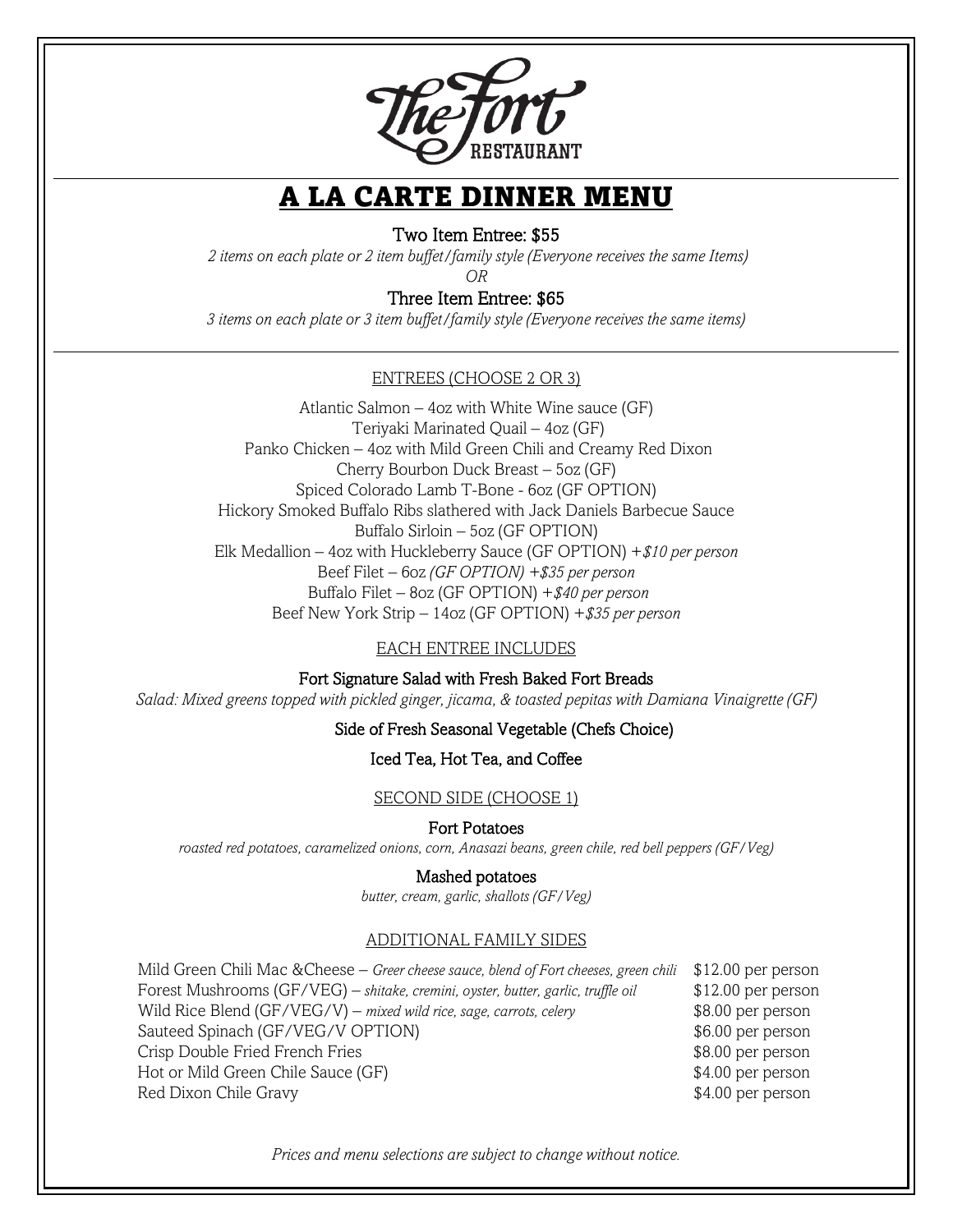# The Fort RESTAURANT

## A LA CARTE DINNER MENU

**Two Item Entree: $55**

*2 items on each plate or 2 item buffet/family style (Everyone receives the same Items)*

*OR*

**Three Item Entree: $65**

*3 items on each plate or 3 item buffet/family style (Everyone receives the same items)*

### ENTREES (CHOOSE 2 OR 3)

Atlantic Salmon – 4oz with White Wine sauce (GF)
Teriyaki Marinated Quail – 4oz (GF)
Panko Chicken – 4oz with Mild Green Chili and Creamy Red Dixon
Cherry Bourbon Duck Breast – 5oz (GF)
Spiced Colorado Lamb T-Bone - 6oz (GF OPTION)
Hickory Smoked Buffalo Ribs slathered with Jack Daniels Barbecue Sauce
Buffalo Sirloin – 5oz (GF OPTION)
Elk Medallion – 4oz with Huckleberry Sauce (GF OPTION) *+$10 per person*
Beef Filet – 6oz *(GF OPTION) +$35 per person*
Buffalo Filet – 8oz (GF OPTION) *+$40 per person*
Beef New York Strip – 14oz (GF OPTION) *+$35 per person*

### EACH ENTREE INCLUDES

**Fort Signature Salad with Fresh Baked Fort Breads**

*Salad: Mixed greens topped with pickled ginger, jicama, & toasted pepitas with Damiana Vinaigrette (GF)*

**Side of Fresh Seasonal Vegetable (Chefs Choice)**

**Iced Tea, Hot Tea, and Coffee**

### SECOND SIDE (CHOOSE 1)

**Fort Potatoes**

*roasted red potatoes, caramelized onions, corn, Anasazi beans, green chile, red bell peppers (GF/Veg)*

**Mashed potatoes**

*butter, cream, garlic, shallots (GF/Veg)*

### ADDITIONAL FAMILY SIDES

| Item | Price |
|---|---|
| Mild Green Chili Mac &Cheese – *Greer cheese sauce, blend of Fort cheeses, green chili* | $12.00 per person |
| Forest Mushrooms (GF/VEG) – *shitake, cremini, oyster, butter, garlic, truffle oil* | $12.00 per person |
| Wild Rice Blend (GF/VEG/V) – *mixed wild rice, sage, carrots, celery* | $8.00 per person |
| Sauteed Spinach (GF/VEG/V OPTION) | $6.00 per person |
| Crisp Double Fried French Fries | $8.00 per person |
| Hot or Mild Green Chile Sauce (GF) | $4.00 per person |
| Red Dixon Chile Gravy | $4.00 per person |

*Prices and menu selections are subject to change without notice.*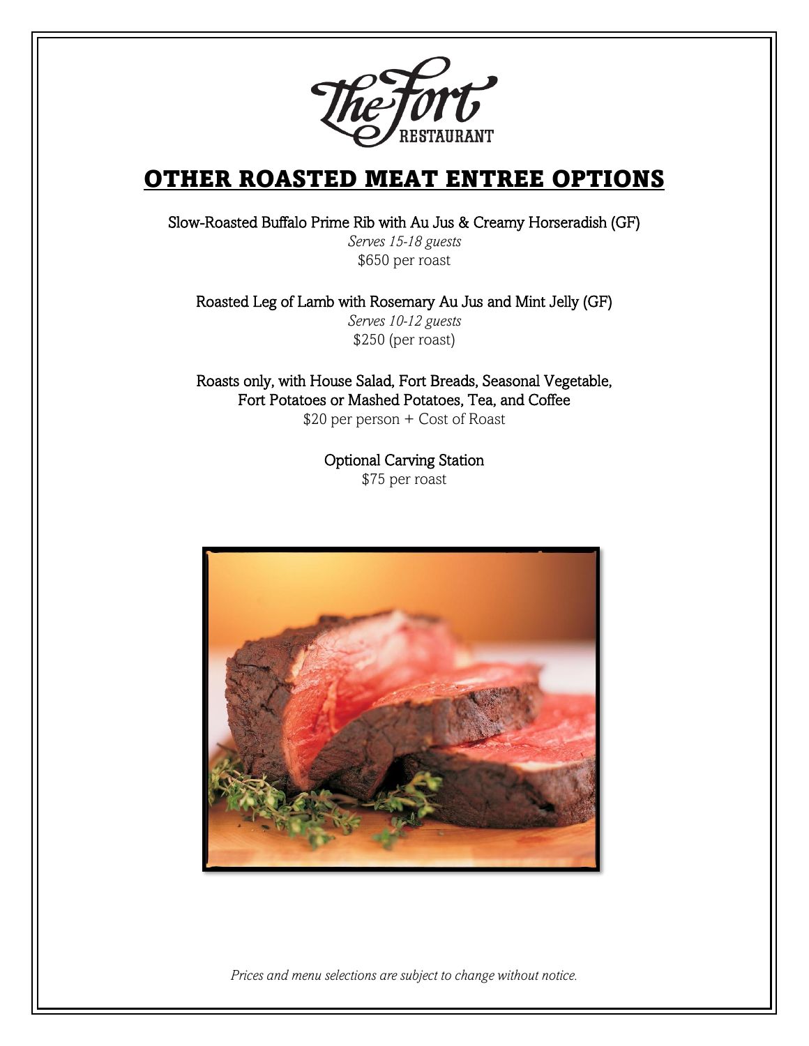# OTHER ROASTED MEAT ENTREE OPTIONS

Slow-Roasted Buffalo Prime Rib with Au Jus & Creamy Horseradish (GF)
*Serves 15-18 guests*
$650 per roast

Roasted Leg of Lamb with Rosemary Au Jus and Mint Jelly (GF)
*Serves 10-12 guests*
$250 (per roast)

Roasts only, with House Salad, Fort Breads, Seasonal Vegetable, Fort Potatoes or Mashed Potatoes, Tea, and Coffee
$20 per person + Cost of Roast

Optional Carving Station
$75 per roast

*Prices and menu selections are subject to change without notice.*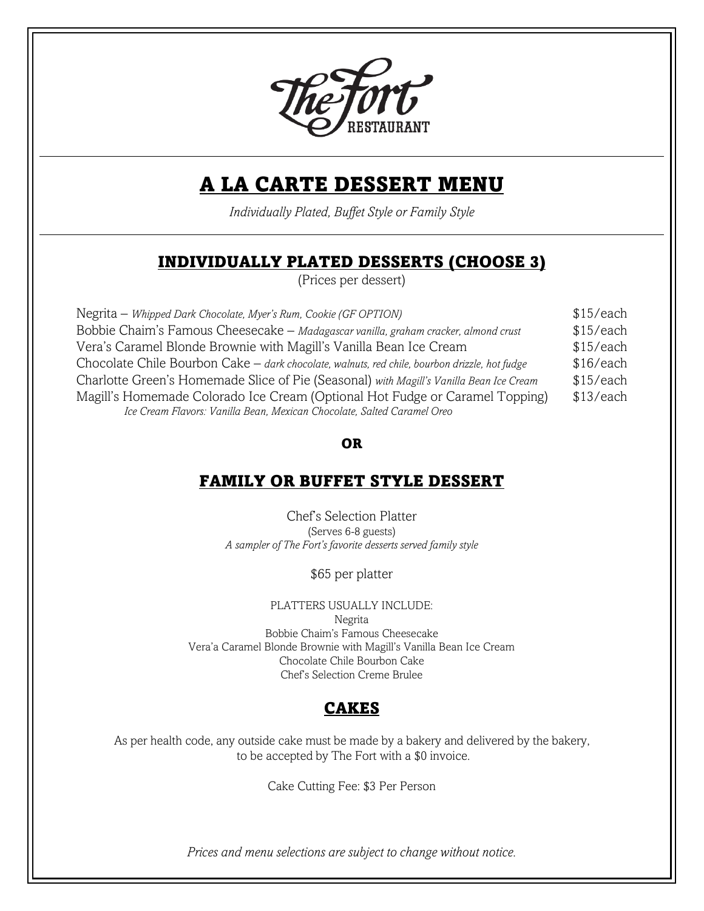# The Fort RESTAURANT

## A LA CARTE DESSERT MENU

*Individually Plated, Buffet Style or Family Style*

### INDIVIDUALLY PLATED DESSERTS (CHOOSE 3)

(Prices per dessert)

| | |
|---|---|
| Negrita – *Whipped Dark Chocolate, Myer's Rum, Cookie (GF OPTION)* | $15/each |
| Bobbie Chaim's Famous Cheesecake – *Madagascar vanilla, graham cracker, almond crust* | $15/each |
| Vera's Caramel Blonde Brownie with Magill's Vanilla Bean Ice Cream | $15/each |
| Chocolate Chile Bourbon Cake – *dark chocolate, walnuts, red chile, bourbon drizzle, hot fudge* | $16/each |
| Charlotte Green's Homemade Slice of Pie (Seasonal) *with Magill's Vanilla Bean Ice Cream* | $15/each |
| Magill's Homemade Colorado Ice Cream (Optional Hot Fudge or Caramel Topping)<br>*Ice Cream Flavors: Vanilla Bean, Mexican Chocolate, Salted Caramel Oreo* | $13/each |

**OR**

### FAMILY OR BUFFET STYLE DESSERT

Chef's Selection Platter
(Serves 6-8 guests)
*A sampler of The Fort's favorite desserts served family style*

$65 per platter

PLATTERS USUALLY INCLUDE:
Negrita
Bobbie Chaim's Famous Cheesecake
Vera'a Caramel Blonde Brownie with Magill's Vanilla Bean Ice Cream
Chocolate Chile Bourbon Cake
Chef's Selection Creme Brulee

### CAKES

As per health code, any outside cake must be made by a bakery and delivered by the bakery, to be accepted by The Fort with a $0 invoice.

Cake Cutting Fee: $3 Per Person

*Prices and menu selections are subject to change without notice.*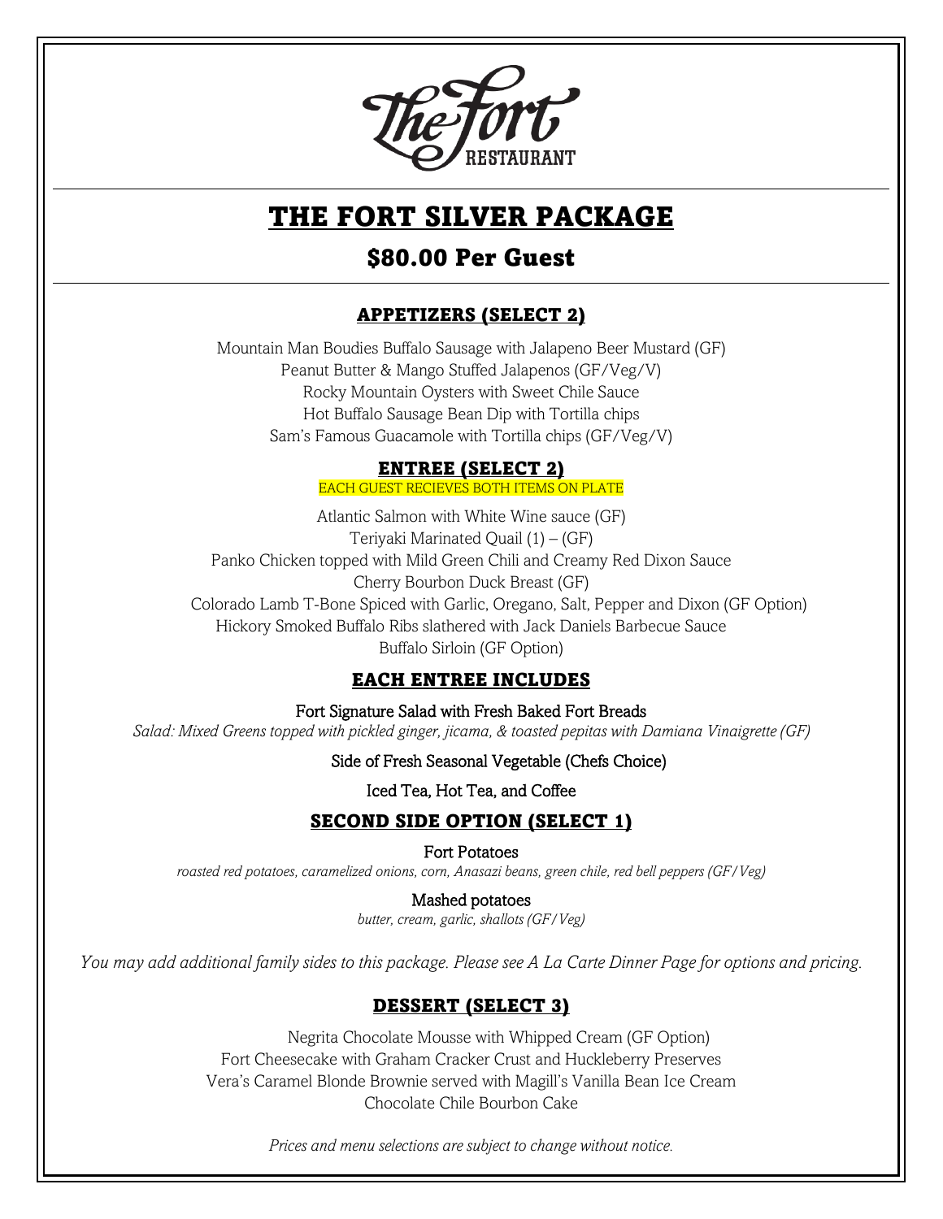The Fort RESTAURANT

# THE FORT SILVER PACKAGE

## $80.00 Per Guest

### APPETIZERS (SELECT 2)

Mountain Man Boudies Buffalo Sausage with Jalapeno Beer Mustard (GF)
Peanut Butter & Mango Stuffed Jalapenos (GF/Veg/V)
Rocky Mountain Oysters with Sweet Chile Sauce
Hot Buffalo Sausage Bean Dip with Tortilla chips
Sam's Famous Guacamole with Tortilla chips (GF/Veg/V)

### ENTREE (SELECT 2)

EACH GUEST RECIEVES BOTH ITEMS ON PLATE

Atlantic Salmon with White Wine sauce (GF)
Teriyaki Marinated Quail (1) – (GF)
Panko Chicken topped with Mild Green Chili and Creamy Red Dixon Sauce
Cherry Bourbon Duck Breast (GF)
Colorado Lamb T-Bone Spiced with Garlic, Oregano, Salt, Pepper and Dixon (GF Option)
Hickory Smoked Buffalo Ribs slathered with Jack Daniels Barbecue Sauce
Buffalo Sirloin (GF Option)

### EACH ENTREE INCLUDES

Fort Signature Salad with Fresh Baked Fort Breads
*Salad: Mixed Greens topped with pickled ginger, jicama, & toasted pepitas with Damiana Vinaigrette (GF)*

Side of Fresh Seasonal Vegetable (Chefs Choice)

Iced Tea, Hot Tea, and Coffee

### SECOND SIDE OPTION (SELECT 1)

Fort Potatoes
*roasted red potatoes, caramelized onions, corn, Anasazi beans, green chile, red bell peppers (GF/Veg)*

Mashed potatoes
*butter, cream, garlic, shallots (GF/Veg)*

*You may add additional family sides to this package. Please see A La Carte Dinner Page for options and pricing.*

### DESSERT (SELECT 3)

Negrita Chocolate Mousse with Whipped Cream (GF Option)
Fort Cheesecake with Graham Cracker Crust and Huckleberry Preserves
Vera's Caramel Blonde Brownie served with Magill's Vanilla Bean Ice Cream
Chocolate Chile Bourbon Cake

*Prices and menu selections are subject to change without notice.*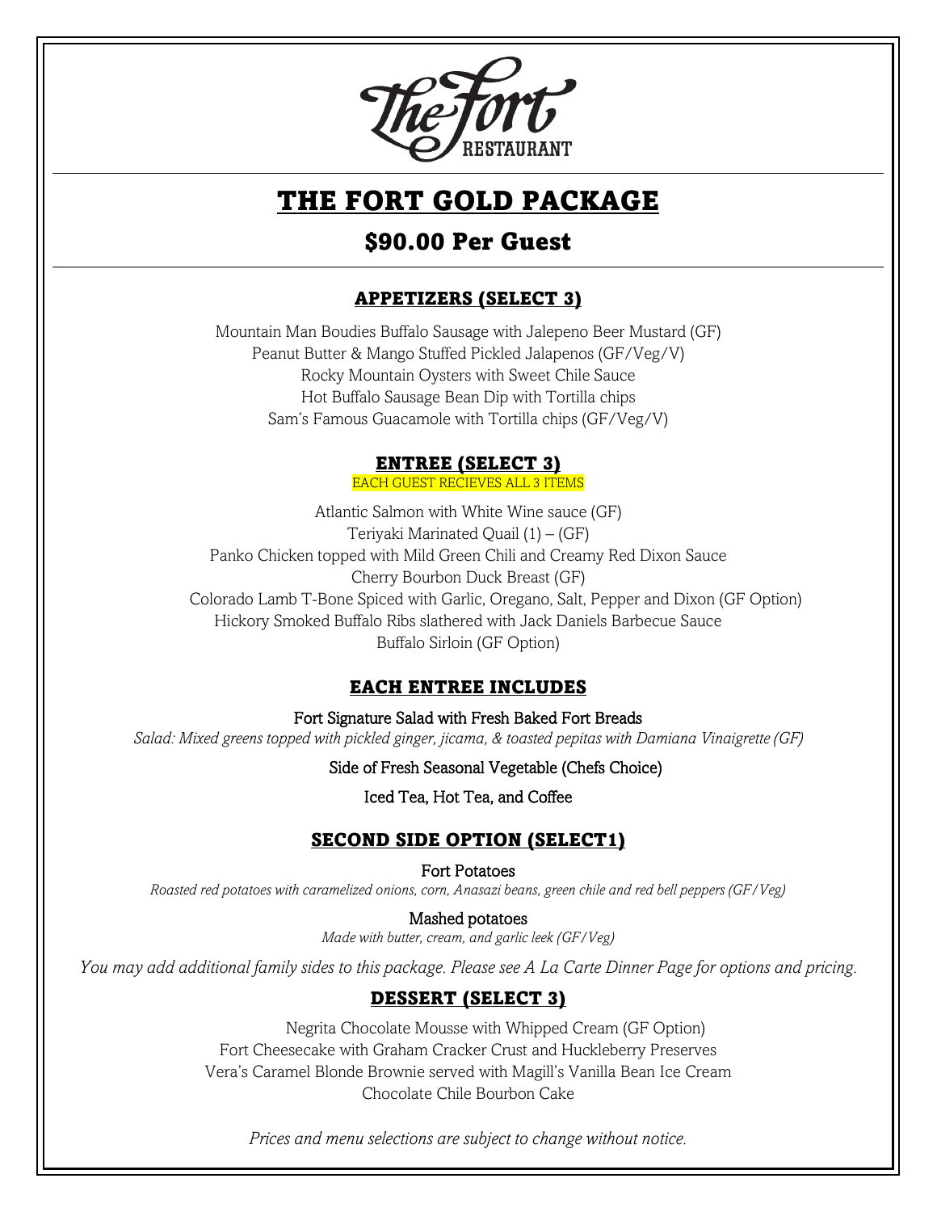The Fort RESTAURANT

# THE FORT GOLD PACKAGE

## $90.00 Per Guest

### APPETIZERS (SELECT 3)

Mountain Man Boudies Buffalo Sausage with Jalepeno Beer Mustard (GF)
Peanut Butter & Mango Stuffed Pickled Jalapenos (GF/Veg/V)
Rocky Mountain Oysters with Sweet Chile Sauce
Hot Buffalo Sausage Bean Dip with Tortilla chips
Sam's Famous Guacamole with Tortilla chips (GF/Veg/V)

### ENTREE (SELECT 3)

EACH GUEST RECIEVES ALL 3 ITEMS

Atlantic Salmon with White Wine sauce (GF)
Teriyaki Marinated Quail (1) – (GF)
Panko Chicken topped with Mild Green Chili and Creamy Red Dixon Sauce
Cherry Bourbon Duck Breast (GF)
Colorado Lamb T-Bone Spiced with Garlic, Oregano, Salt, Pepper and Dixon (GF Option)
Hickory Smoked Buffalo Ribs slathered with Jack Daniels Barbecue Sauce
Buffalo Sirloin (GF Option)

### EACH ENTREE INCLUDES

Fort Signature Salad with Fresh Baked Fort Breads
*Salad: Mixed greens topped with pickled ginger, jicama, & toasted pepitas with Damiana Vinaigrette (GF)*

Side of Fresh Seasonal Vegetable (Chefs Choice)

Iced Tea, Hot Tea, and Coffee

### SECOND SIDE OPTION (SELECT1)

Fort Potatoes
*Roasted red potatoes with caramelized onions, corn, Anasazi beans, green chile and red bell peppers (GF/Veg)*

Mashed potatoes
*Made with butter, cream, and garlic leek (GF/Veg)*

*You may add additional family sides to this package. Please see A La Carte Dinner Page for options and pricing.*

### DESSERT (SELECT 3)

Negrita Chocolate Mousse with Whipped Cream (GF Option)
Fort Cheesecake with Graham Cracker Crust and Huckleberry Preserves
Vera's Caramel Blonde Brownie served with Magill's Vanilla Bean Ice Cream
Chocolate Chile Bourbon Cake

*Prices and menu selections are subject to change without notice.*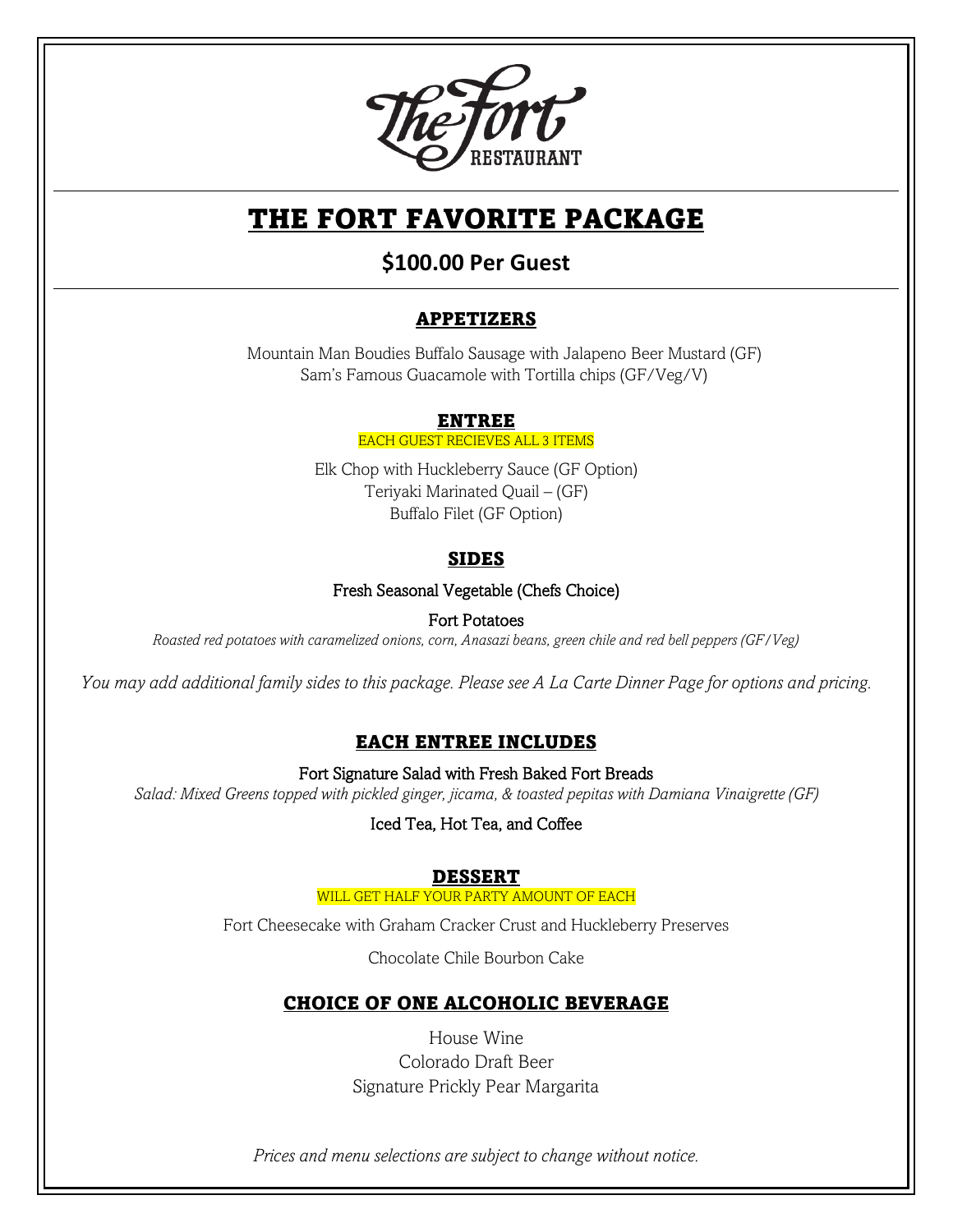# The Fort Restaurant

# THE FORT FAVORITE PACKAGE

## $100.00 Per Guest

### APPETIZERS

Mountain Man Boudies Buffalo Sausage with Jalapeno Beer Mustard (GF)
Sam's Famous Guacamole with Tortilla chips (GF/Veg/V)

### ENTREE

EACH GUEST RECIEVES ALL 3 ITEMS

Elk Chop with Huckleberry Sauce (GF Option)
Teriyaki Marinated Quail – (GF)
Buffalo Filet (GF Option)

### SIDES

Fresh Seasonal Vegetable (Chefs Choice)

Fort Potatoes

*Roasted red potatoes with caramelized onions, corn, Anasazi beans, green chile and red bell peppers (GF/Veg)*

*You may add additional family sides to this package. Please see A La Carte Dinner Page for options and pricing.*

### EACH ENTREE INCLUDES

Fort Signature Salad with Fresh Baked Fort Breads

*Salad: Mixed Greens topped with pickled ginger, jicama, & toasted pepitas with Damiana Vinaigrette (GF)*

Iced Tea, Hot Tea, and Coffee

### DESSERT

WILL GET HALF YOUR PARTY AMOUNT OF EACH

Fort Cheesecake with Graham Cracker Crust and Huckleberry Preserves

Chocolate Chile Bourbon Cake

### CHOICE OF ONE ALCOHOLIC BEVERAGE

House Wine
Colorado Draft Beer
Signature Prickly Pear Margarita

*Prices and menu selections are subject to change without notice.*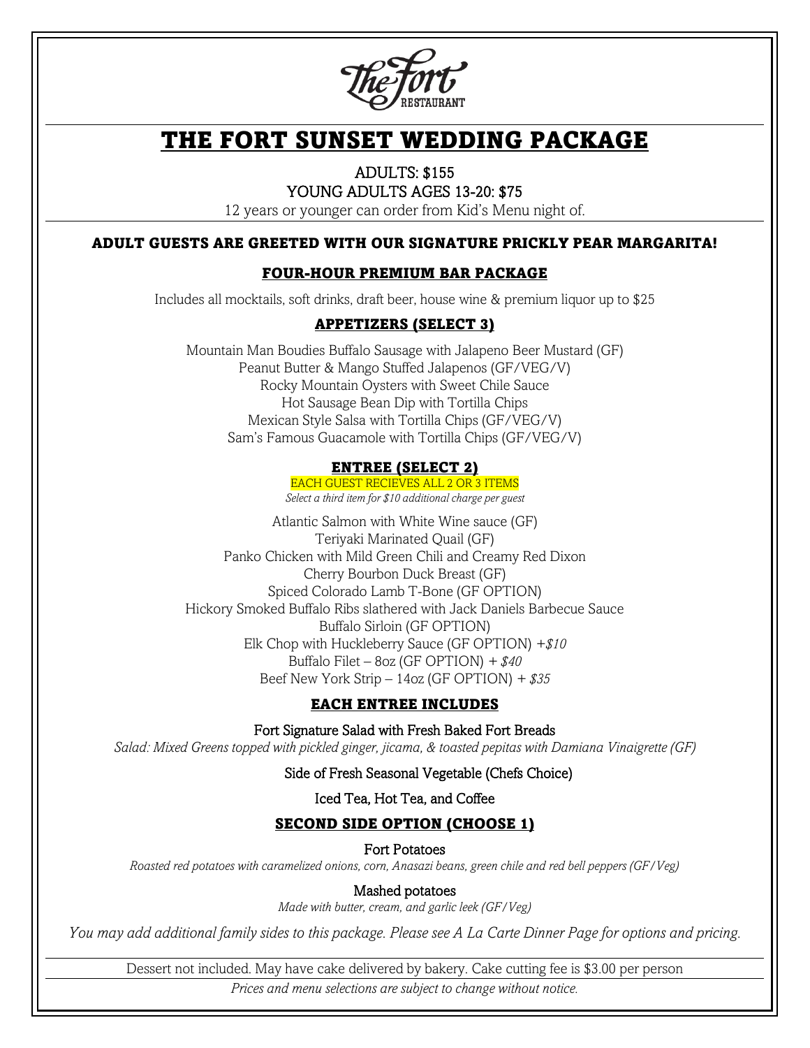The Fort RESTAURANT

# THE FORT SUNSET WEDDING PACKAGE

ADULTS: $155

YOUNG ADULTS AGES 13-20: $75

12 years or younger can order from Kid's Menu night of.

**ADULT GUESTS ARE GREETED WITH OUR SIGNATURE PRICKLY PEAR MARGARITA!**

## FOUR-HOUR PREMIUM BAR PACKAGE

Includes all mocktails, soft drinks, draft beer, house wine & premium liquor up to $25

## APPETIZERS (SELECT 3)

Mountain Man Boudies Buffalo Sausage with Jalapeno Beer Mustard (GF)
Peanut Butter & Mango Stuffed Jalapenos (GF/VEG/V)
Rocky Mountain Oysters with Sweet Chile Sauce
Hot Sausage Bean Dip with Tortilla Chips
Mexican Style Salsa with Tortilla Chips (GF/VEG/V)
Sam's Famous Guacamole with Tortilla Chips (GF/VEG/V)

## ENTREE (SELECT 2)

EACH GUEST RECIEVES ALL 2 OR 3 ITEMS

*Select a third item for $10 additional charge per guest*

Atlantic Salmon with White Wine sauce (GF)
Teriyaki Marinated Quail (GF)
Panko Chicken with Mild Green Chili and Creamy Red Dixon
Cherry Bourbon Duck Breast (GF)
Spiced Colorado Lamb T-Bone (GF OPTION)
Hickory Smoked Buffalo Ribs slathered with Jack Daniels Barbecue Sauce
Buffalo Sirloin (GF OPTION)
Elk Chop with Huckleberry Sauce (GF OPTION) *+$10*
Buffalo Filet – 8oz (GF OPTION) *+ $40*
Beef New York Strip – 14oz (GF OPTION) *+ $35*

## EACH ENTREE INCLUDES

Fort Signature Salad with Fresh Baked Fort Breads

*Salad: Mixed Greens topped with pickled ginger, jicama, & toasted pepitas with Damiana Vinaigrette (GF)*

Side of Fresh Seasonal Vegetable (Chefs Choice)

Iced Tea, Hot Tea, and Coffee

## SECOND SIDE OPTION (CHOOSE 1)

Fort Potatoes

*Roasted red potatoes with caramelized onions, corn, Anasazi beans, green chile and red bell peppers (GF/Veg)*

Mashed potatoes

*Made with butter, cream, and garlic leek (GF/Veg)*

*You may add additional family sides to this package. Please see A La Carte Dinner Page for options and pricing.*

Dessert not included. May have cake delivered by bakery. Cake cutting fee is $3.00 per person

*Prices and menu selections are subject to change without notice.*